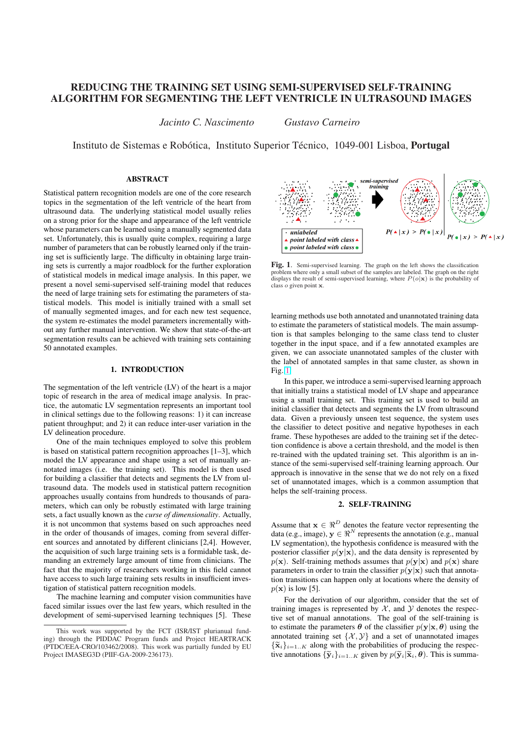# REDUCING THE TRAINING SET USING SEMI-SUPERVISED SELF-TRAINING ALGORITHM FOR SEGMENTING THE LEFT VENTRICLE IN ULTRASOUND IMAGES

*Jacinto C. Nascimento* *Gustavo Carneiro*

Instituto de Sistemas e Robótica, Instituto Superior Técnico, 1049-001 Lisboa, **Portugal**

## ABSTRACT

Statistical pattern recognition models are one of the core research topics in the segmentation of the left ventricle of the heart from ultrasound data. The underlying statistical model usually relies on a strong prior for the shape and appearance of the left ventricle whose parameters can be learned using a manually segmented data set. Unfortunately, this is usually quite complex, requiring a large number of parameters that can be robustly learned only if the training set is sufficiently large. The difficulty in obtaining large training sets is currently a major roadblock for the further exploration of statistical models in medical image analysis. In this paper, we present a novel semi-supervised self-training model that reduces the need of large training sets for estimating the parameters of statistical models. This model is initially trained with a small set of manually segmented images, and for each new test sequence, the system re-estimates the model parameters incrementally without any further manual intervention. We show that state-of-the-art segmentation results can be achieved with training sets containing 50 annotated examples.

## 1. INTRODUCTION

The segmentation of the left ventricle (LV) of the heart is a major topic of research in the area of medical image analysis. In practice, the automatic LV segmentation represents an important tool in clinical settings due to the following reasons: 1) it can increase patient throughput; and 2) it can reduce inter-user variation in the LV delineation procedure.

One of the main techniques employed to solve this problem is based on statistical pattern recognition approaches [1–3], which model the LV appearance and shape using a set of manually annotated images (i.e. the training set). This model is then used for building a classifier that detects and segments the LV from ultrasound data. The models used in statistical pattern recognition approaches usually contains from hundreds to thousands of parameters, which can only be robustly estimated with large training sets, a fact usually known as the *curse of dimensionality*. Actually, it is not uncommon that systems based on such approaches need in the order of thousands of images, coming from several different sources and annotated by different clinicians [2,4]. However, the acquisition of such large training sets is a formidable task, demanding an extremely large amount of time from clinicians. The fact that the majority of researchers working in this field cannot have access to such large training sets results in insufficient investigation of statistical pattern recognition models.

The machine learning and computer vision communities have faced similar issues over the last few years, which resulted in the development of semi-supervised learning techniques [5]. These learning methods use both annotated and unannotated training data to estimate the parameters of statistical models. The main assumption is that initially samples belonging to the same class tend to cluster together in the input space, and if a few annotated examples are given, we can associate unannotated samples of the cluster with the label of annotated samples in that same cluster, as shown in Fig. 1.

**Fig. 1**. Semi-supervised learning. The graph on the left shows the classification problem where only a small subset of the samples are labeled. The graph on the right displays the result of semi-supervised learning, where $P(o|\mathbf{x})$ is the probability of class $o$ given point $\mathbf{x}$.

In this paper, we introduce a semi-supervised learning approach that initially trains a statistical model of LV shape and appearance using a small training set. This training set is used to build an initial classifier that detects and segments the LV from ultrasound data. Given a previously unseen test sequence, the system uses the classifier to detect positive and negative hypotheses in each frame. These hypotheses are added to the training set if the detection confidence is above a certain threshold, and the model is then re-trained with the updated training set. This algorithm is an instance of the semi-supervised self-training learning approach. Our approach is innovative in the sense that we do not rely on a fixed set of unannotated images, which is a common assumption that helps the self-training process.

## 2. SELF-TRAINING

Assume that $\mathbf{x} \in \Re^D$ denotes the feature vector representing the data (e.g., image), $\mathbf{y} \in \Re^N$ represents the annotation (e.g., manual LV segmentation), the hypothesis confidence is measured with the posterior classifier $p(\mathbf{y}|\mathbf{x})$, and the data density is represented by $p(\mathbf{x})$. Self-training methods assumes that $p(\mathbf{y}|\mathbf{x})$ and $p(\mathbf{x})$ share parameters in order to train the classifier $p(\mathbf{y}|\mathbf{x})$ such that annotation transitions can happen only at locations where the density of $p(\mathbf{x})$ is low [5].

For the derivation of our algorithm, consider that the set of training images is represented by $\mathcal{X}$, and $\mathcal{Y}$ denotes the respective set of manual annotations. The goal of the self-training is to estimate the parameters $\boldsymbol{\theta}$ of the classifier $p(\mathbf{y}|\mathbf{x}, \boldsymbol{\theta})$ using the annotated training set $\{\mathcal{X}, \mathcal{Y}\}$ and a set of unannotated images $\{\widetilde{\mathbf{x}}_i\}_{i=1..K}$ along with the probabilities of producing the respective annotations $\{\widetilde{\mathbf{y}}_i\}_{i=1..K}$ given by $p(\widetilde{\mathbf{y}}_i|\widetilde{\mathbf{x}}_i, \boldsymbol{\theta})$. This is summa-

---

This work was supported by the FCT (ISR/IST plurianual funding) through the PIDDAC Program funds and Project HEARTRACK (PTDC/EEA-CRO/103462/2008). This work was partially funded by EU Project IMASEG3D (PIIF-GA-2009-236173).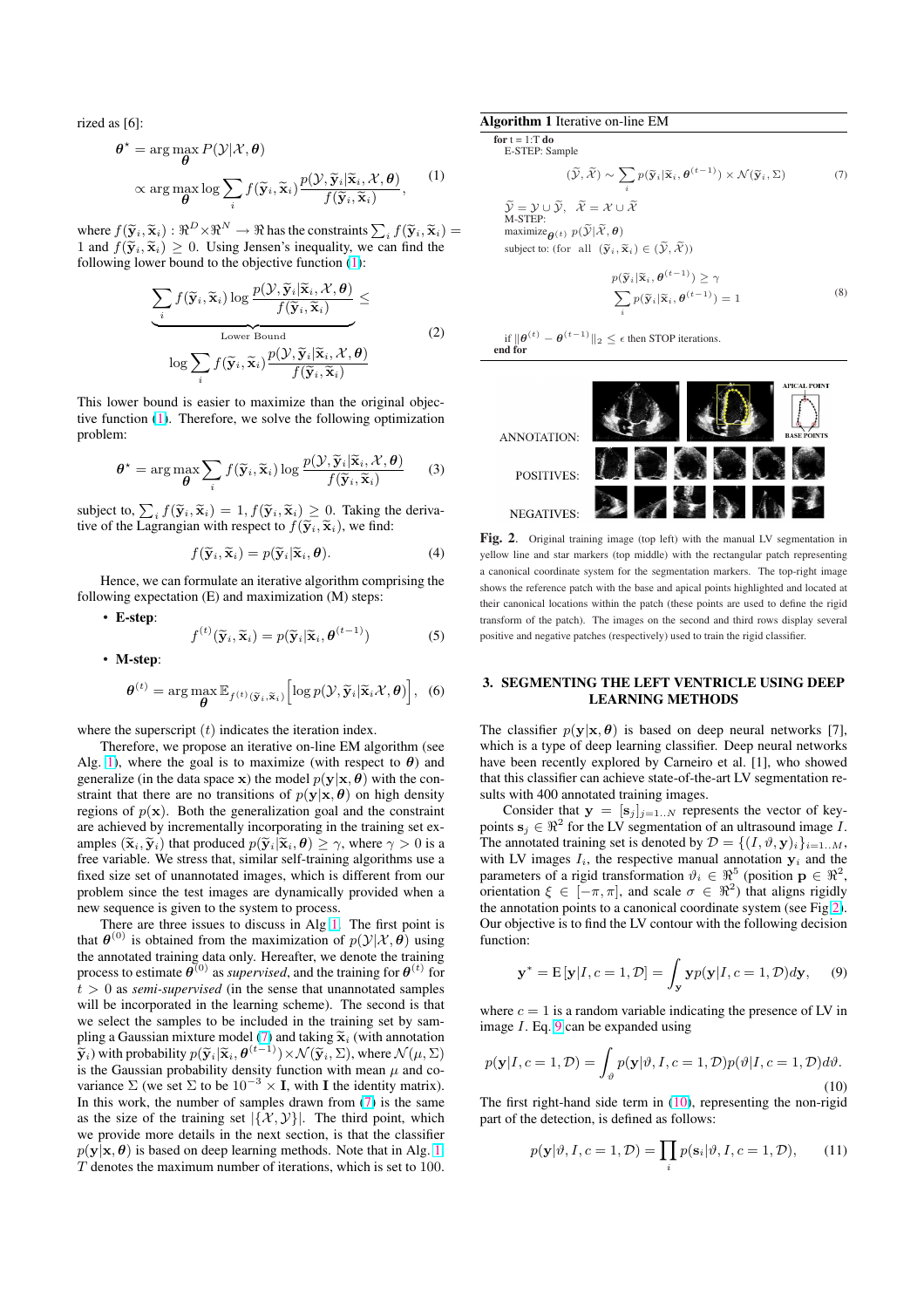rized as [6]:

$$\boldsymbol{\theta}^{\star} = \arg\max_{\boldsymbol{\theta}} P(\mathcal{Y}|\mathcal{X}, \boldsymbol{\theta})$$

$$\propto \arg\max_{\boldsymbol{\theta}} \log \sum_i f(\widetilde{\mathbf{y}}_i, \widetilde{\mathbf{x}}_i) \frac{p(\mathcal{Y}, \widetilde{\mathbf{y}}_i|\widetilde{\mathbf{x}}_i, \mathcal{X}, \boldsymbol{\theta})}{f(\widetilde{\mathbf{y}}_i, \widetilde{\mathbf{x}}_i)}, \quad (1)$$

where $f(\widetilde{\mathbf{y}}_i, \widetilde{\mathbf{x}}_i) : \Re^D \times \Re^N \rightarrow \Re$ has the constraints $\sum_i f(\widetilde{\mathbf{y}}_i, \widetilde{\mathbf{x}}_i) = 1$ and $f(\widetilde{\mathbf{y}}_i, \widetilde{\mathbf{x}}_i) \geq 0$. Using Jensen's inequality, we can find the following lower bound to the objective function (1):

$$\underbrace{\sum_i f(\widetilde{\mathbf{y}}_i, \widetilde{\mathbf{x}}_i) \log \frac{p(\mathcal{Y}, \widetilde{\mathbf{y}}_i|\widetilde{\mathbf{x}}_i, \mathcal{X}, \boldsymbol{\theta})}{f(\widetilde{\mathbf{y}}_i, \widetilde{\mathbf{x}}_i)}}_{\text{Lower Bound}} \leq \log \sum_i f(\widetilde{\mathbf{y}}_i, \widetilde{\mathbf{x}}_i) \frac{p(\mathcal{Y}, \widetilde{\mathbf{y}}_i|\widetilde{\mathbf{x}}_i, \mathcal{X}, \boldsymbol{\theta})}{f(\widetilde{\mathbf{y}}_i, \widetilde{\mathbf{x}}_i)} \quad (2)$$

This lower bound is easier to maximize than the original objective function (1). Therefore, we solve the following optimization problem:

$$\boldsymbol{\theta}^{\star} = \arg\max_{\boldsymbol{\theta}} \sum_i f(\widetilde{\mathbf{y}}_i, \widetilde{\mathbf{x}}_i) \log \frac{p(\mathcal{Y}, \widetilde{\mathbf{y}}_i|\widetilde{\mathbf{x}}_i, \mathcal{X}, \boldsymbol{\theta})}{f(\widetilde{\mathbf{y}}_i, \widetilde{\mathbf{x}}_i)} \quad (3)$$

subject to, $\sum_i f(\widetilde{\mathbf{y}}_i, \widetilde{\mathbf{x}}_i) = 1, f(\widetilde{\mathbf{y}}_i, \widetilde{\mathbf{x}}_i) \geq 0$. Taking the derivative of the Lagrangian with respect to $f(\widetilde{\mathbf{y}}_i, \widetilde{\mathbf{x}}_i)$, we find:

$$f(\widetilde{\mathbf{y}}_i, \widetilde{\mathbf{x}}_i) = p(\widetilde{\mathbf{y}}_i|\widetilde{\mathbf{x}}_i, \boldsymbol{\theta}). \quad (4)$$

Hence, we can formulate an iterative algorithm comprising the following expectation (E) and maximization (M) steps:

- **E-step**:
$$f^{(t)}(\widetilde{\mathbf{y}}_i, \widetilde{\mathbf{x}}_i) = p(\widetilde{\mathbf{y}}_i|\widetilde{\mathbf{x}}_i, \boldsymbol{\theta}^{(t-1)}) \quad (5)$$

- **M-step**:
$$\boldsymbol{\theta}^{(t)} = \arg\max_{\boldsymbol{\theta}} \mathbb{E}_{f^{(t)}(\widetilde{\mathbf{y}}_i, \widetilde{\mathbf{x}}_i)} \Big[ \log p(\mathcal{Y}, \widetilde{\mathbf{y}}_i|\widetilde{\mathbf{x}}_i \mathcal{X}, \boldsymbol{\theta}) \Big], \quad (6)$$

where the superscript $(t)$ indicates the iteration index.

Therefore, we propose an iterative on-line EM algorithm (see Alg. 1), where the goal is to maximize (with respect to $\boldsymbol{\theta}$) and generalize (in the data space $\mathbf{x}$) the model $p(\mathbf{y}|\mathbf{x}, \boldsymbol{\theta})$ with the constraint that there are no transitions of $p(\mathbf{y}|\mathbf{x}, \boldsymbol{\theta})$ on high density regions of $p(\mathbf{x})$. Both the generalization goal and the constraint are achieved by incrementally incorporating in the training set examples $(\widetilde{\mathbf{x}}_i, \widetilde{\mathbf{y}}_i)$ that produced $p(\widetilde{\mathbf{y}}_i|\widetilde{\mathbf{x}}_i, \boldsymbol{\theta}) \geq \gamma$, where $\gamma > 0$ is a free variable. We stress that, similar self-training algorithms use a fixed size set of unannotated images, which is different from our problem since the test images are dynamically provided when a new sequence is given to the system to process.

There are three issues to discuss in Alg 1. The first point is that $\boldsymbol{\theta}^{(0)}$ is obtained from the maximization of $p(\mathcal{Y}|\mathcal{X}, \boldsymbol{\theta})$ using the annotated training data only. Hereafter, we denote the training process to estimate $\boldsymbol{\theta}^{(0)}$ as *supervised*, and the training for $\boldsymbol{\theta}^{(t)}$ for $t > 0$ as *semi-supervised* (in the sense that unannotated samples will be incorporated in the learning scheme). The second is that we select the samples to be included in the training set by sampling a Gaussian mixture model (7) and taking $\widetilde{\mathbf{x}}_i$ (with annotation $\widetilde{\mathbf{y}}_i$) with probability $p(\widetilde{\mathbf{y}}_i|\widetilde{\mathbf{x}}_i, \boldsymbol{\theta}^{(t-1)}) \times \mathcal{N}(\widetilde{\mathbf{y}}_i, \Sigma)$, where $\mathcal{N}(\mu, \Sigma)$ is the Gaussian probability density function with mean $\mu$ and covariance $\Sigma$ (we set $\Sigma$ to be $10^{-3} \times \mathbf{I}$, with $\mathbf{I}$ the identity matrix). In this work, the number of samples drawn from (7) is the same as the size of the training set $|\{\mathcal{X}, \mathcal{Y}\}|$. The third point, which we provide more details in the next section, is that the classifier $p(\mathbf{y}|\mathbf{x}, \boldsymbol{\theta})$ is based on deep learning methods. Note that in Alg. 1, $T$ denotes the maximum number of iterations, which is set to 100.

**Algorithm 1** Iterative on-line EM

```
for t = 1:T do
  E-STEP: Sample
```

$$(\widetilde{\mathcal{Y}}, \widetilde{\mathcal{X}}) \sim \sum_i p(\widetilde{\mathbf{y}}_i|\widetilde{\mathbf{x}}_i, \boldsymbol{\theta}^{(t-1)}) \times \mathcal{N}(\widetilde{\mathbf{y}}_i, \Sigma) \quad (7)$$

$\widetilde{\mathcal{Y}} = \mathcal{Y} \cup \widetilde{\mathcal{Y}}, \quad \widetilde{\mathcal{X}} = \mathcal{X} \cup \widetilde{\mathcal{X}}$

M-STEP:

maximize$_{\boldsymbol{\theta}^{(t)}}$ $p(\widetilde{\mathcal{Y}}|\widetilde{\mathcal{X}}, \boldsymbol{\theta})$

subject to: (for all $(\widetilde{\mathbf{y}}_i, \widetilde{\mathbf{x}}_i) \in (\widetilde{\mathcal{Y}}, \widetilde{\mathcal{X}})$)

$$p(\widetilde{\mathbf{y}}_i|\widetilde{\mathbf{x}}_i, \boldsymbol{\theta}^{(t-1)}) \geq \gamma$$
$$\sum_i p(\widetilde{\mathbf{y}}_i|\widetilde{\mathbf{x}}_i, \boldsymbol{\theta}^{(t-1)}) = 1 \quad (8)$$

if $\|\boldsymbol{\theta}^{(t)} - \boldsymbol{\theta}^{(t-1)}\|_2 \leq \epsilon$ then STOP iterations.

end for

**Fig. 2**. Original training image (top left) with the manual LV segmentation in yellow line and star markers (top middle) with the rectangular patch representing a canonical coordinate system for the segmentation markers. The top-right image shows the reference patch with the base and apical points highlighted and located at their canonical locations within the patch (these points are used to define the rigid transform of the patch). The images on the second and third rows display several positive and negative patches (respectively) used to train the rigid classifier.

## 3. SEGMENTING THE LEFT VENTRICLE USING DEEP LEARNING METHODS

The classifier $p(\mathbf{y}|\mathbf{x}, \boldsymbol{\theta})$ is based on deep neural networks [7], which is a type of deep learning classifier. Deep neural networks have been recently explored by Carneiro et al. [1], who showed that this classifier can achieve state-of-the-art LV segmentation results with 400 annotated training images.

Consider that $\mathbf{y} = [\mathbf{s}_j]_{j=1..N}$ represents the vector of keypoints $\mathbf{s}_j \in \Re^2$ for the LV segmentation of an ultrasound image $I$. The annotated training set is denoted by $\mathcal{D} = \{(I, \vartheta, \mathbf{y})_i\}_{i=1..M}$, with LV images $I_i$, the respective manual annotation $\mathbf{y}_i$ and the parameters of a rigid transformation $\vartheta_i \in \Re^5$ (position $\mathbf{p} \in \Re^2$, orientation $\xi \in [-\pi, \pi]$, and scale $\sigma \in \Re^2$) that aligns rigidly the annotation points to a canonical coordinate system (see Fig 2). Our objective is to find the LV contour with the following decision function:

$$\mathbf{y}^* = \mathrm{E}\left[\mathbf{y}|I, c=1, \mathcal{D}\right] = \int_{\mathbf{y}} \mathbf{y} p(\mathbf{y}|I, c=1, \mathcal{D}) d\mathbf{y}, \quad (9)$$

where $c = 1$ is a random variable indicating the presence of LV in image $I$. Eq. 9 can be expanded using

$$p(\mathbf{y}|I, c=1, \mathcal{D}) = \int_{\vartheta} p(\mathbf{y}|\vartheta, I, c=1, \mathcal{D}) p(\vartheta|I, c=1, \mathcal{D}) d\vartheta. \quad (10)$$

The first right-hand side term in (10), representing the non-rigid part of the detection, is defined as follows:

$$p(\mathbf{y}|\vartheta, I, c=1, \mathcal{D}) = \prod_i p(\mathbf{s}_i|\vartheta, I, c=1, \mathcal{D}), \quad (11)$$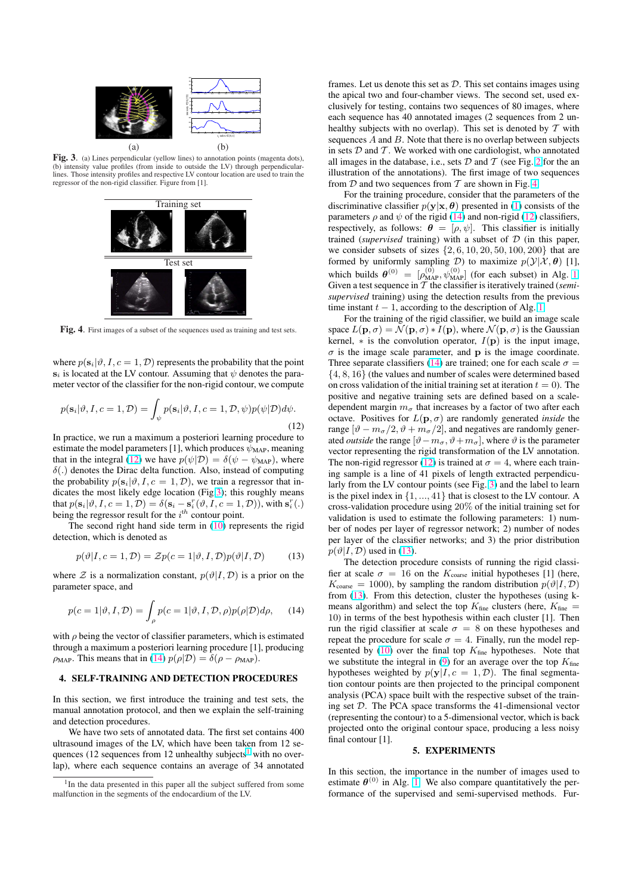Fig. 3. (a) Lines perpendicular (yellow lines) to annotation points (magenta dots), (b) intensity value profiles (from inside to outside the LV) through perpendicular-lines. Those intensity profiles and respective LV contour location are used to train the regressor of the non-rigid classifier. Figure from [1].

Fig. 4. First images of a subset of the sequences used as training and test sets.

where $p(\mathbf{s}_i|\vartheta, I, c = 1, \mathcal{D})$ represents the probability that the point $\mathbf{s}_i$ is located at the LV contour. Assuming that $\psi$ denotes the parameter vector of the classifier for the non-rigid contour, we compute

$$p(\mathbf{s}_i|\vartheta, I, c = 1, \mathcal{D}) = \int_{\psi} p(\mathbf{s}_i|\vartheta, I, c = 1, \mathcal{D}, \psi)p(\psi|\mathcal{D})d\psi. \tag{12}$$

In practice, we run a maximum a posteriori learning procedure to estimate the model parameters [1], which produces $\psi_{\text{MAP}}$, meaning that in the integral (12) we have $p(\psi|\mathcal{D}) = \delta(\psi - \psi_{\text{MAP}})$, where $\delta(.)$ denotes the Dirac delta function. Also, instead of computing the probability $p(\mathbf{s}_i|\vartheta, I, c = 1, \mathcal{D})$, we train a regressor that indicates the most likely edge location (Fig.3); this roughly means that $p(\mathbf{s}_i|\vartheta, I, c = 1, \mathcal{D}) = \delta(\mathbf{s}_i - \mathbf{s}_i^r(\vartheta, I, c = 1, \mathcal{D}))$, with $\mathbf{s}_i^r(.)$ being the regressor result for the $i^{th}$ contour point.

The second right hand side term in (10) represents the rigid detection, which is denoted as

$$p(\vartheta|I, c = 1, \mathcal{D}) = \mathcal{Z}p(c = 1|\vartheta, I, \mathcal{D})p(\vartheta|I, \mathcal{D}) \tag{13}$$

where $\mathcal{Z}$ is a normalization constant, $p(\vartheta|I, \mathcal{D})$ is a prior on the parameter space, and

$$p(c = 1|\vartheta, I, \mathcal{D}) = \int_{\rho} p(c = 1|\vartheta, I, \mathcal{D}, \rho)p(\rho|\mathcal{D})d\rho, \tag{14}$$

with $\rho$ being the vector of classifier parameters, which is estimated through a maximum a posteriori learning procedure [1], producing $\rho_{\text{MAP}}$. This means that in (14) $p(\rho|\mathcal{D}) = \delta(\rho - \rho_{\text{MAP}})$.

## 4. SELF-TRAINING AND DETECTION PROCEDURES

In this section, we first introduce the training and test sets, the manual annotation protocol, and then we explain the self-training and detection procedures.

We have two sets of annotated data. The first set contains 400 ultrasound images of the LV, which have been taken from 12 sequences (12 sequences from 12 unhealthy subjects[1] with no overlap), where each sequence contains an average of 34 annotated frames. Let us denote this set as $\mathcal{D}$. This set contains images using the apical two and four-chamber views. The second set, used exclusively for testing, contains two sequences of 80 images, where each sequence has 40 annotated images (2 sequences from 2 unhealthy subjects with no overlap). This set is denoted by $\mathcal{T}$ with sequences $A$ and $B$. Note that there is no overlap between subjects in sets $\mathcal{D}$ and $\mathcal{T}$. We worked with one cardiologist, who annotated all images in the database, i.e., sets $\mathcal{D}$ and $\mathcal{T}$ (see Fig. 2 for the an illustration of the annotations). The first image of two sequences from $\mathcal{D}$ and two sequences from $\mathcal{T}$ are shown in Fig. 4.

For the training procedure, consider that the parameters of the discriminative classifier $p(\mathbf{y}|\mathbf{x}, \boldsymbol{\theta})$ presented in (1) consists of the parameters $\rho$ and $\psi$ of the rigid (14) and non-rigid (12) classifiers, respectively, as follows: $\boldsymbol{\theta} = [\rho, \psi]$. This classifier is initially trained (*supervised* training) with a subset of $\mathcal{D}$ (in this paper, we consider subsets of sizes $\{2, 6, 10, 20, 50, 100, 200\}$ that are formed by uniformly sampling $\mathcal{D}$) to maximize $p(\mathcal{Y}|\mathcal{X}, \boldsymbol{\theta})$ [1], which builds $\boldsymbol{\theta}^{(0)} = [\rho_{\text{MAP}}^{(0)}, \psi_{\text{MAP}}^{(0)}]$ (for each subset) in Alg. 1. Given a test sequence in $\mathcal{T}$ the classifier is iteratively trained (*semi-supervised* training) using the detection results from the previous time instant $t - 1$, according to the description of Alg. 1.

For the training of the rigid classifier, we build an image scale space $L(\mathbf{p}, \sigma) = \mathcal{N}(\mathbf{p}, \sigma) * I(\mathbf{p})$, where $\mathcal{N}(\mathbf{p}, \sigma)$ is the Gaussian kernel, $*$ is the convolution operator, $I(\mathbf{p})$ is the input image, $\sigma$ is the image scale parameter, and $\mathbf{p}$ is the image coordinate. Three separate classifiers (14) are trained; one for each scale $\sigma = \{4, 8, 16\}$ (the values and number of scales were determined based on cross validation of the initial training set at iteration $t = 0$). The positive and negative training sets are defined based on a scale-dependent margin $m_\sigma$ that increases by a factor of two after each octave. Positives for $L(\mathbf{p}, \sigma)$ are randomly generated *inside* the range $[\vartheta - m_\sigma/2, \vartheta + m_\sigma/2]$, and negatives are randomly generated *outside* the range $[\vartheta - m_\sigma, \vartheta + m_\sigma]$, where $\vartheta$ is the parameter vector representing the rigid transformation of the LV annotation. The non-rigid regressor (12) is trained at $\sigma = 4$, where each training sample is a line of 41 pixels of length extracted perpendicularly from the LV contour points (see Fig. 3) and the label to learn is the pixel index in $\{1, ..., 41\}$ that is closest to the LV contour. A cross-validation procedure using 20% of the initial training set for validation is used to estimate the following parameters: 1) number of nodes per layer of regressor network; 2) number of nodes per layer of the classifier networks; and 3) the prior distribution $p(\vartheta|I, \mathcal{D})$ used in (13).

The detection procedure consists of running the rigid classifier at scale $\sigma = 16$ on the $K_{\text{coarse}}$ initial hypotheses [1] (here, $K_{\text{coarse}} = 1000$), by sampling the random distribution $p(\vartheta|I, \mathcal{D})$ from (13). From this detection, cluster the hypotheses (using k-means algorithm) and select the top $K_{\text{fine}}$ clusters (here, $K_{\text{fine}} = 10$) in terms of the best hypothesis within each cluster [1]. Then run the rigid classifier at scale $\sigma = 8$ on these hypotheses and repeat the procedure for scale $\sigma = 4$. Finally, run the model represented by (10) over the final top $K_{\text{fine}}$ hypotheses. Note that we substitute the integral in (9) for an average over the top $K_{\text{fine}}$ hypotheses weighted by $p(\mathbf{y}|I, c = 1, \mathcal{D})$. The final segmentation contour points are then projected to the principal component analysis (PCA) space built with the respective subset of the training set $\mathcal{D}$. The PCA space transforms the 41-dimensional vector (representing the contour) to a 5-dimensional vector, which is back projected onto the original contour space, producing a less noisy final contour [1].

## 5. EXPERIMENTS

In this section, the importance in the number of images used to estimate $\boldsymbol{\theta}^{(0)}$ in Alg. 1. We also compare quantitatively the performance of the supervised and semi-supervised methods. Fur-

[1] In the data presented in this paper all the subject suffered from some malfunction in the segments of the endocardium of the LV.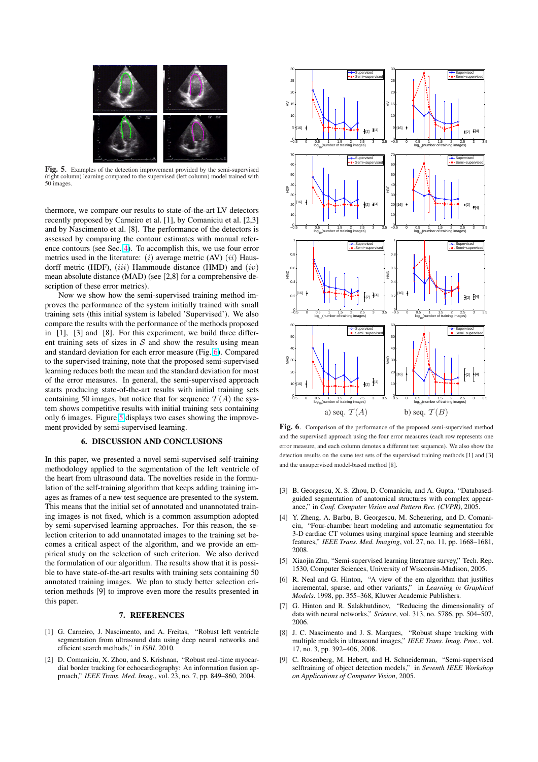**Fig. 5.** Examples of the detection improvement provided by the semi-supervised (right column) learning compared to the supervised (left column) model trained with 50 images.

thermore, we compare our results to state-of-the-art LV detectors recently proposed by Carneiro et al. [1], by Comaniciu et al. [2,3] and by Nascimento et al. [8]. The performance of the detectors is assessed by comparing the contour estimates with manual reference contours (see Sec. 4). To accomplish this, we use four error metrics used in the literature: $(i)$ average metric (AV) $(ii)$ Hausdorff metric (HDF), $(iii)$ Hammoude distance (HMD) and $(iv)$ mean absolute distance (MAD) (see [2,8] for a comprehensive description of these error metrics).

Now we show how the semi-supervised training method improves the performance of the system initially trained with small training sets (this initial system is labeled 'Supervised'). We also compare the results with the performance of the methods proposed in [1], [3] and [8]. For this experiment, we build three different training sets of sizes in $\mathcal{S}$ and show the results using mean and standard deviation for each error measure (Fig. 6). Compared to the supervised training, note that the proposed semi-supervised learning reduces both the mean and the standard deviation for most of the error measures. In general, the semi-supervised approach starts producing state-of-the-art results with initial training sets containing 50 images, but notice that for sequence $\mathcal{T}(A)$ the system shows competitive results with initial training sets containing only 6 images. Figure 5 displays two cases showing the improvement provided by semi-supervised learning.

## 6. DISCUSSION AND CONCLUSIONS

In this paper, we presented a novel semi-supervised self-training methodology applied to the segmentation of the left ventricle of the heart from ultrasound data. The novelties reside in the formulation of the self-training algorithm that keeps adding training images as frames of a new test sequence are presented to the system. This means that the initial set of annotated and unannotated training images is not fixed, which is a common assumption adopted by semi-supervised learning approaches. For this reason, the selection criterion to add unannotated images to the training set becomes a critical aspect of the algorithm, and we provide an empirical study on the selection of such criterion. We also derived the formulation of our algorithm. The results show that it is possible to have state-of-the-art results with training sets containing 50 annotated training images. We plan to study better selection criterion methods [9] to improve even more the results presented in this paper.

## 7. REFERENCES

[1] G. Carneiro, J. Nascimento, and A. Freitas, "Robust left ventricle segmentation from ultrasound data using deep neural networks and efficient search methods," in *ISBI*, 2010.

[2] D. Comaniciu, X. Zhou, and S. Krishnan, "Robust real-time myocardial border tracking for echocardiography: An information fusion approach," *IEEE Trans. Med. Imag.*, vol. 23, no. 7, pp. 849–860, 2004.

Supervised
Semi-supervised
AV
HDF
HMD
MAD
log10(number of training images)
[16] [2] [4]

a) seq. $\mathcal{T}(A)$ b) seq. $\mathcal{T}(B)$

**Fig. 6.** Comparison of the performance of the proposed semi-supervised method and the supervised approach using the four error measures (each row represents one error measure, and each column denotes a different test sequence). We also show the detection results on the same test sets of the supervised training methods [1] and [3] and the unsupervised model-based method [8].

[3] B. Georgescu, X. S. Zhou, D. Comaniciu, and A. Gupta, "Databased-guided segmentation of anatomical structures with complex appearance," in *Conf. Computer Vision and Pattern Rec. (CVPR)*, 2005.

[4] Y. Zheng, A. Barbu, B. Georgescu, M. Scheuering, and D. Comaniciu, "Four-chamber heart modeling and automatic segmentation for 3-D cardiac CT volumes using marginal space learning and steerable features," *IEEE Trans. Med. Imaging*, vol. 27, no. 11, pp. 1668–1681, 2008.

[5] Xiaojin Zhu, "Semi-supervised learning literature survey," Tech. Rep. 1530, Computer Sciences, University of Wisconsin-Madison, 2005.

[6] R. Neal and G. Hinton, "A view of the em algorithm that justifies incremental, sparse, and other variants," in *Learning in Graphical Models*. 1998, pp. 355–368, Kluwer Academic Publishers.

[7] G. Hinton and R. Salakhutdinov, "Reducing the dimensionality of data with neural networks," *Science*, vol. 313, no. 5786, pp. 504–507, 2006.

[8] J. C. Nascimento and J. S. Marques, "Robust shape tracking with multiple models in ultrasound images," *IEEE Trans. Imag. Proc.*, vol. 17, no. 3, pp. 392–406, 2008.

[9] C. Rosenberg, M. Hebert, and H. Schneiderman, "Semi-supervised selftraining of object detection models," in *Seventh IEEE Workshop on Applications of Computer Vision*, 2005.